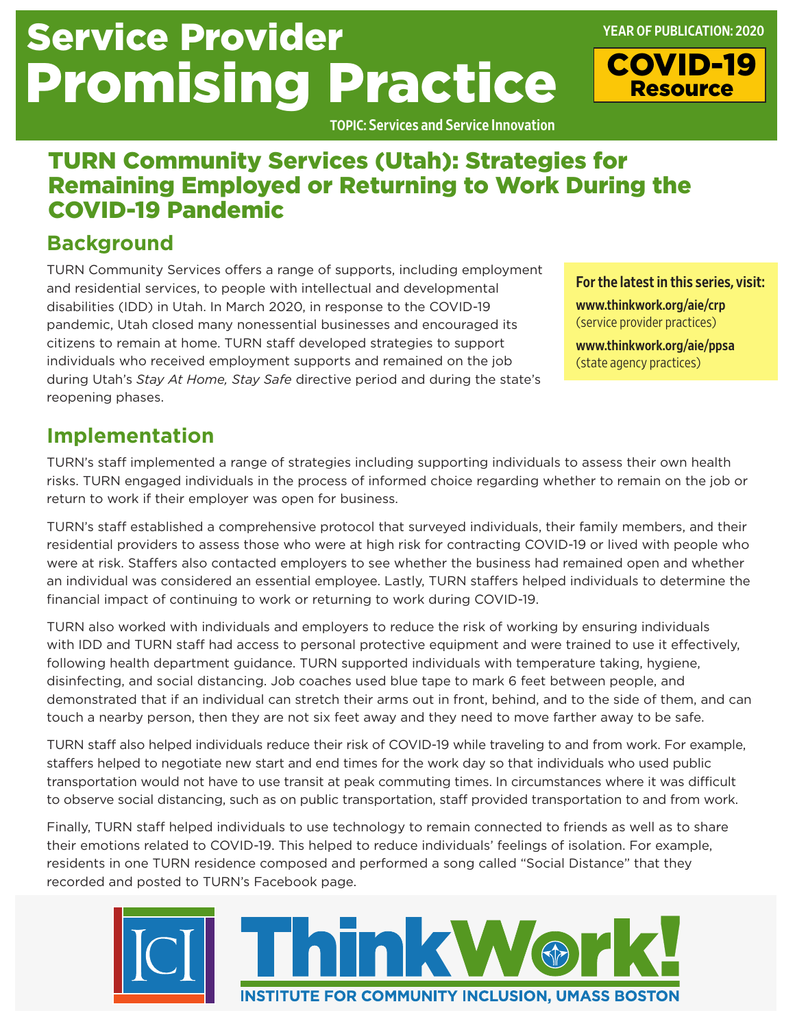# Service Provider Promising Practice

YEAR OF PUBLICATION: 2020

**COVID-19 Resource**

TOPIC: Services and Service Innovation

## TURN Community Services (Utah): Strategies for Remaining Employed or Returning to Work During the COVID-19 Pandemic

### Background

TURN Community Services offers a range of supports, including employment and residential services, to people with intellectual and developmental disabilities (IDD) in Utah. In March 2020, in response to the COVID-19 pandemic, Utah closed many nonessential businesses and encouraged its citizens to remain at home. TURN staff developed strategies to support individuals who received employment supports and remained on the job during Utah's *Stay At Home, Stay Safe* directive period and during the state's reopening phases.

**For the latest in this series, visit:**

**www.thinkwork.org/aie/crp** (service provider practices)

**www.thinkwork.org/aie/ppsa** (state agency practices)

### Implementation

TURN's staff implemented a range of strategies including supporting individuals to assess their own health risks. TURN engaged individuals in the process of informed choice regarding whether to remain on the job or return to work if their employer was open for business.

TURN's staff established a comprehensive protocol that surveyed individuals, their family members, and their residential providers to assess those who were at high risk for contracting COVID-19 or lived with people who were at risk. Staffers also contacted employers to see whether the business had remained open and whether an individual was considered an essential employee. Lastly, TURN staffers helped individuals to determine the financial impact of continuing to work or returning to work during COVID-19.

TURN also worked with individuals and employers to reduce the risk of working by ensuring individuals with IDD and TURN staff had access to personal protective equipment and were trained to use it effectively, following health department guidance. TURN supported individuals with temperature taking, hygiene, disinfecting, and social distancing. Job coaches used blue tape to mark 6 feet between people, and demonstrated that if an individual can stretch their arms out in front, behind, and to the side of them, and can touch a nearby person, then they are not six feet away and they need to move farther away to be safe.

TURN staff also helped individuals reduce their risk of COVID-19 while traveling to and from work. For example, staffers helped to negotiate new start and end times for the work day so that individuals who used public transportation would not have to use transit at peak commuting times. In circumstances where it was difficult to observe social distancing, such as on public transportation, staff provided transportation to and from work.

Finally, TURN staff helped individuals to use technology to remain connected to friends as well as to share their emotions related to COVID-19. This helped to reduce individuals' feelings of isolation. For example, residents in one TURN residence composed and performed a song called "Social Distance" that they recorded and posted to TURN's Facebook page.

ICI ThinkWork! INSTITUTE FOR COMMUNITY INCLUSION, UMASS BOSTON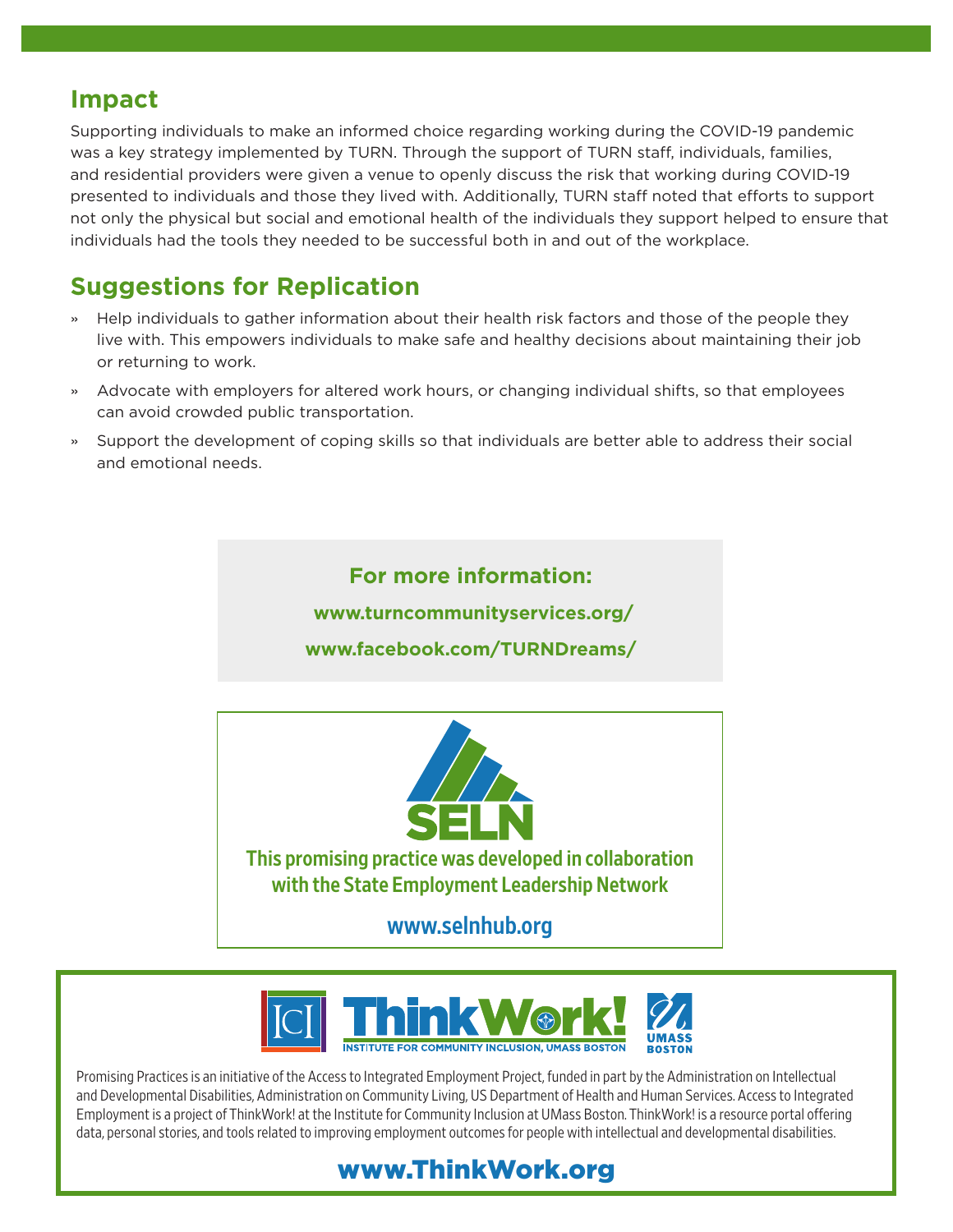## Impact

Supporting individuals to make an informed choice regarding working during the COVID-19 pandemic was a key strategy implemented by TURN. Through the support of TURN staff, individuals, families, and residential providers were given a venue to openly discuss the risk that working during COVID-19 presented to individuals and those they lived with. Additionally, TURN staff noted that efforts to support not only the physical but social and emotional health of the individuals they support helped to ensure that individuals had the tools they needed to be successful both in and out of the workplace.

## Suggestions for Replication

- Help individuals to gather information about their health risk factors and those of the people they live with. This empowers individuals to make safe and healthy decisions about maintaining their job or returning to work.
- Advocate with employers for altered work hours, or changing individual shifts, so that employees can avoid crowded public transportation.
- Support the development of coping skills so that individuals are better able to address their social and emotional needs.

**For more information:**

**www.turncommunityservices.org/**

**www.facebook.com/TURNDreams/**

SELN

This promising practice was developed in collaboration with the State Employment Leadership Network

www.selnhub.org

ICI ThinkWork! INSTITUTE FOR COMMUNITY INCLUSION, UMASS BOSTON UMASS BOSTON

Promising Practices is an initiative of the Access to Integrated Employment Project, funded in part by the Administration on Intellectual and Developmental Disabilities, Administration on Community Living, US Department of Health and Human Services. Access to Integrated Employment is a project of ThinkWork! at the Institute for Community Inclusion at UMass Boston. ThinkWork! is a resource portal offering data, personal stories, and tools related to improving employment outcomes for people with intellectual and developmental disabilities.

**www.ThinkWork.org**